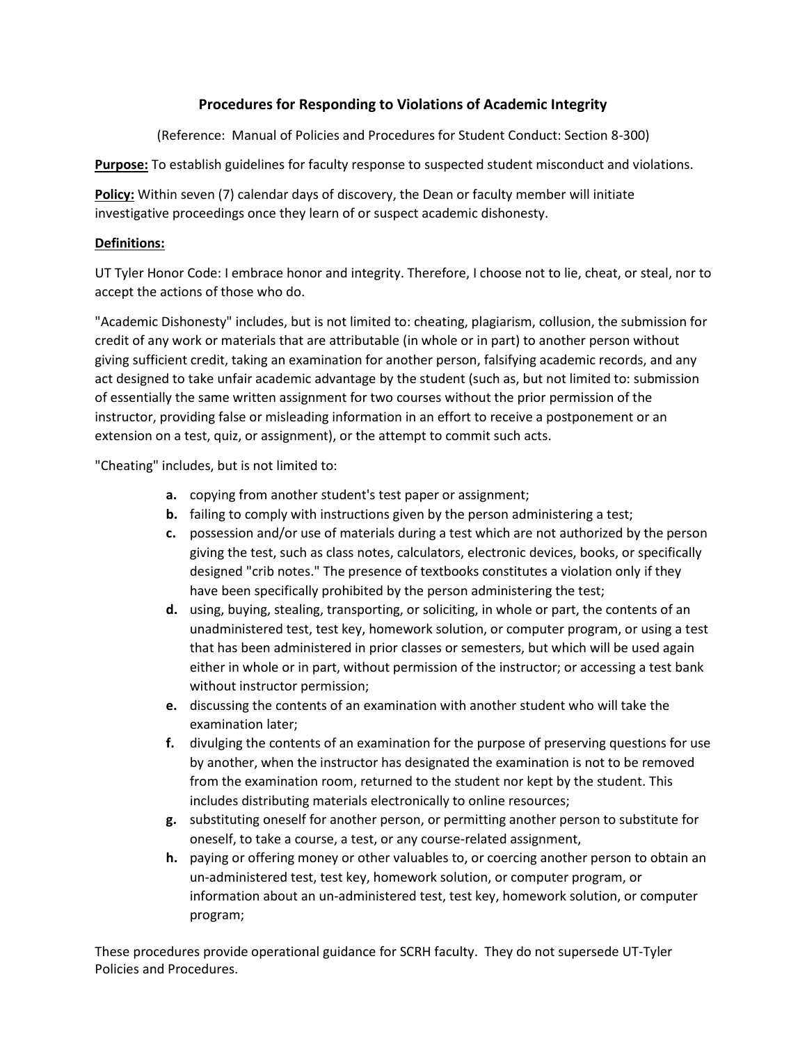# Procedures for Responding to Violations of Academic Integrity

(Reference: Manual of Policies and Procedures for Student Conduct: Section 8-300)

**Purpose:** To establish guidelines for faculty response to suspected student misconduct and violations.

**Policy:** Within seven (7) calendar days of discovery, the Dean or faculty member will initiate investigative proceedings once they learn of or suspect academic dishonesty.

**Definitions:**

UT Tyler Honor Code: I embrace honor and integrity. Therefore, I choose not to lie, cheat, or steal, nor to accept the actions of those who do.

"Academic Dishonesty" includes, but is not limited to: cheating, plagiarism, collusion, the submission for credit of any work or materials that are attributable (in whole or in part) to another person without giving sufficient credit, taking an examination for another person, falsifying academic records, and any act designed to take unfair academic advantage by the student (such as, but not limited to: submission of essentially the same written assignment for two courses without the prior permission of the instructor, providing false or misleading information in an effort to receive a postponement or an extension on a test, quiz, or assignment), or the attempt to commit such acts.

"Cheating" includes, but is not limited to:

- **a.** copying from another student's test paper or assignment;
- **b.** failing to comply with instructions given by the person administering a test;
- **c.** possession and/or use of materials during a test which are not authorized by the person giving the test, such as class notes, calculators, electronic devices, books, or specifically designed "crib notes." The presence of textbooks constitutes a violation only if they have been specifically prohibited by the person administering the test;
- **d.** using, buying, stealing, transporting, or soliciting, in whole or part, the contents of an unadministered test, test key, homework solution, or computer program, or using a test that has been administered in prior classes or semesters, but which will be used again either in whole or in part, without permission of the instructor; or accessing a test bank without instructor permission;
- **e.** discussing the contents of an examination with another student who will take the examination later;
- **f.** divulging the contents of an examination for the purpose of preserving questions for use by another, when the instructor has designated the examination is not to be removed from the examination room, returned to the student nor kept by the student. This includes distributing materials electronically to online resources;
- **g.** substituting oneself for another person, or permitting another person to substitute for oneself, to take a course, a test, or any course-related assignment,
- **h.** paying or offering money or other valuables to, or coercing another person to obtain an un-administered test, test key, homework solution, or computer program, or information about an un-administered test, test key, homework solution, or computer program;

These procedures provide operational guidance for SCRH faculty. They do not supersede UT-Tyler Policies and Procedures.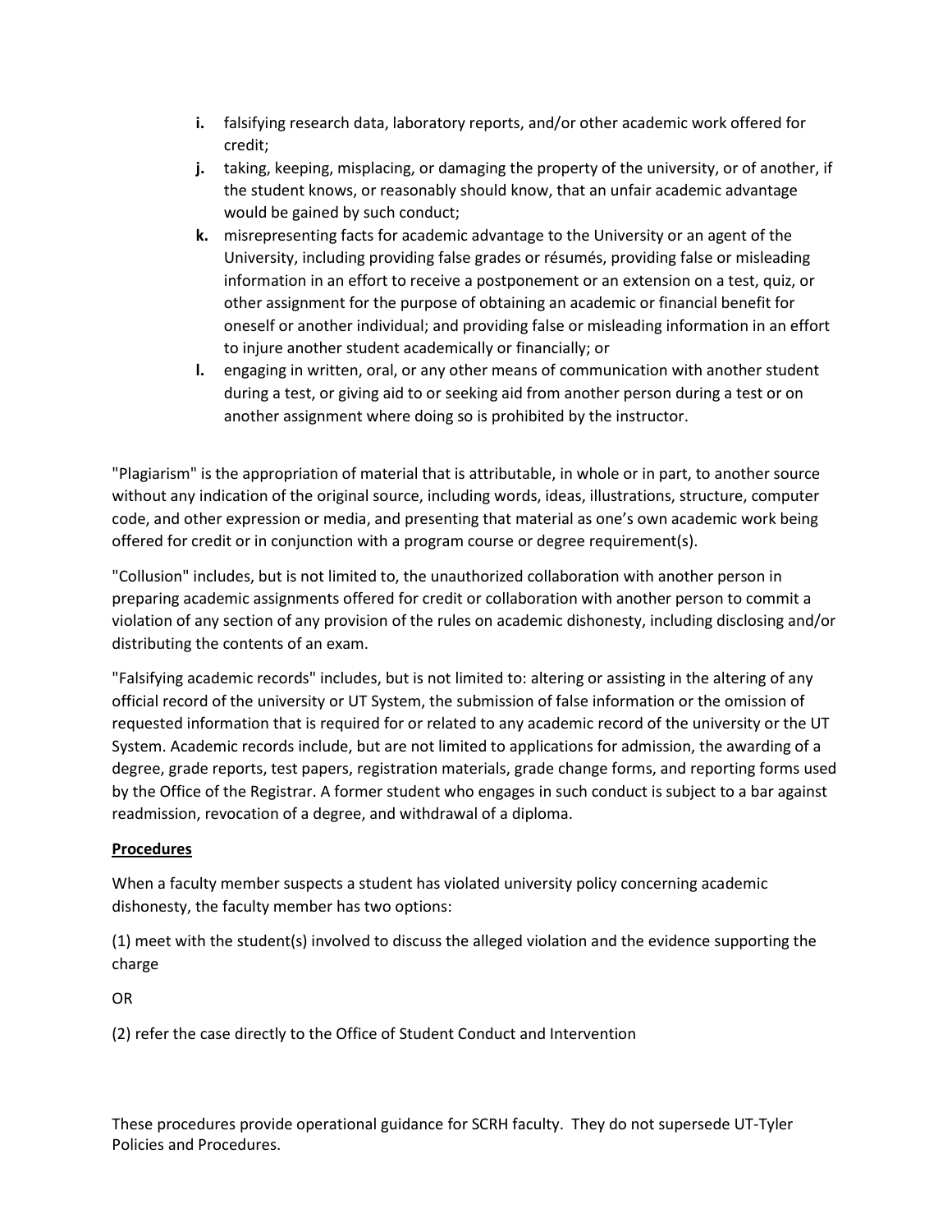i. falsifying research data, laboratory reports, and/or other academic work offered for credit;

j. taking, keeping, misplacing, or damaging the property of the university, or of another, if the student knows, or reasonably should know, that an unfair academic advantage would be gained by such conduct;

k. misrepresenting facts for academic advantage to the University or an agent of the University, including providing false grades or résumés, providing false or misleading information in an effort to receive a postponement or an extension on a test, quiz, or other assignment for the purpose of obtaining an academic or financial benefit for oneself or another individual; and providing false or misleading information in an effort to injure another student academically or financially; or

l. engaging in written, oral, or any other means of communication with another student during a test, or giving aid to or seeking aid from another person during a test or on another assignment where doing so is prohibited by the instructor.

"Plagiarism" is the appropriation of material that is attributable, in whole or in part, to another source without any indication of the original source, including words, ideas, illustrations, structure, computer code, and other expression or media, and presenting that material as one's own academic work being offered for credit or in conjunction with a program course or degree requirement(s).

"Collusion" includes, but is not limited to, the unauthorized collaboration with another person in preparing academic assignments offered for credit or collaboration with another person to commit a violation of any section of any provision of the rules on academic dishonesty, including disclosing and/or distributing the contents of an exam.

"Falsifying academic records" includes, but is not limited to: altering or assisting in the altering of any official record of the university or UT System, the submission of false information or the omission of requested information that is required for or related to any academic record of the university or the UT System. Academic records include, but are not limited to applications for admission, the awarding of a degree, grade reports, test papers, registration materials, grade change forms, and reporting forms used by the Office of the Registrar. A former student who engages in such conduct is subject to a bar against readmission, revocation of a degree, and withdrawal of a diploma.

**Procedures**

When a faculty member suspects a student has violated university policy concerning academic dishonesty, the faculty member has two options:

(1) meet with the student(s) involved to discuss the alleged violation and the evidence supporting the charge

OR

(2) refer the case directly to the Office of Student Conduct and Intervention

These procedures provide operational guidance for SCRH faculty. They do not supersede UT-Tyler Policies and Procedures.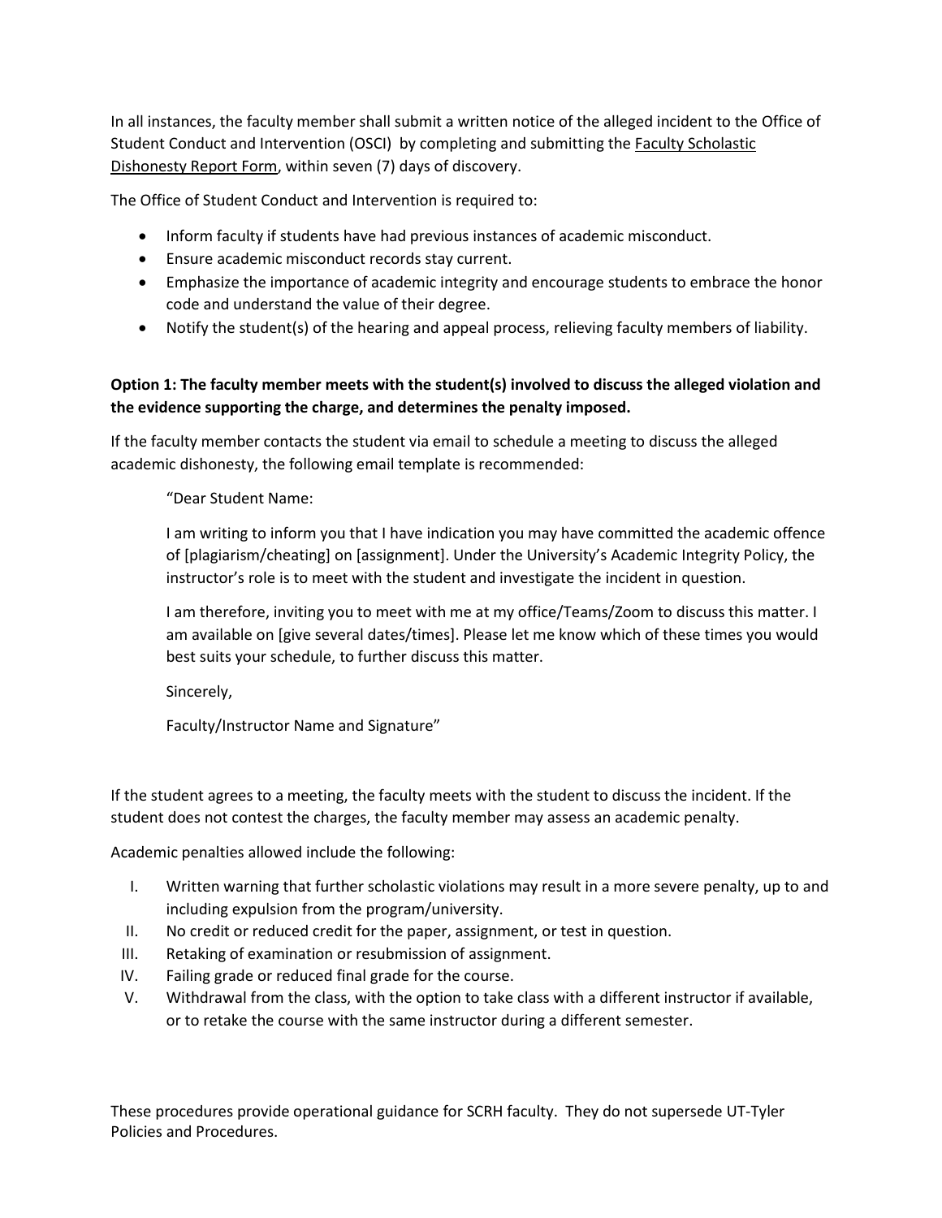In all instances, the faculty member shall submit a written notice of the alleged incident to the Office of Student Conduct and Intervention (OSCI) by completing and submitting the Faculty Scholastic Dishonesty Report Form, within seven (7) days of discovery.

The Office of Student Conduct and Intervention is required to:

- Inform faculty if students have had previous instances of academic misconduct.
- Ensure academic misconduct records stay current.
- Emphasize the importance of academic integrity and encourage students to embrace the honor code and understand the value of their degree.
- Notify the student(s) of the hearing and appeal process, relieving faculty members of liability.

**Option 1: The faculty member meets with the student(s) involved to discuss the alleged violation and the evidence supporting the charge, and determines the penalty imposed.**

If the faculty member contacts the student via email to schedule a meeting to discuss the alleged academic dishonesty, the following email template is recommended:

> "Dear Student Name:
>
> I am writing to inform you that I have indication you may have committed the academic offence of [plagiarism/cheating] on [assignment]. Under the University's Academic Integrity Policy, the instructor's role is to meet with the student and investigate the incident in question.
>
> I am therefore, inviting you to meet with me at my office/Teams/Zoom to discuss this matter. I am available on [give several dates/times]. Please let me know which of these times you would best suits your schedule, to further discuss this matter.
>
> Sincerely,
>
> Faculty/Instructor Name and Signature"

If the student agrees to a meeting, the faculty meets with the student to discuss the incident. If the student does not contest the charges, the faculty member may assess an academic penalty.

Academic penalties allowed include the following:

I. Written warning that further scholastic violations may result in a more severe penalty, up to and including expulsion from the program/university.
II. No credit or reduced credit for the paper, assignment, or test in question.
III. Retaking of examination or resubmission of assignment.
IV. Failing grade or reduced final grade for the course.
V. Withdrawal from the class, with the option to take class with a different instructor if available, or to retake the course with the same instructor during a different semester.

These procedures provide operational guidance for SCRH faculty. They do not supersede UT-Tyler Policies and Procedures.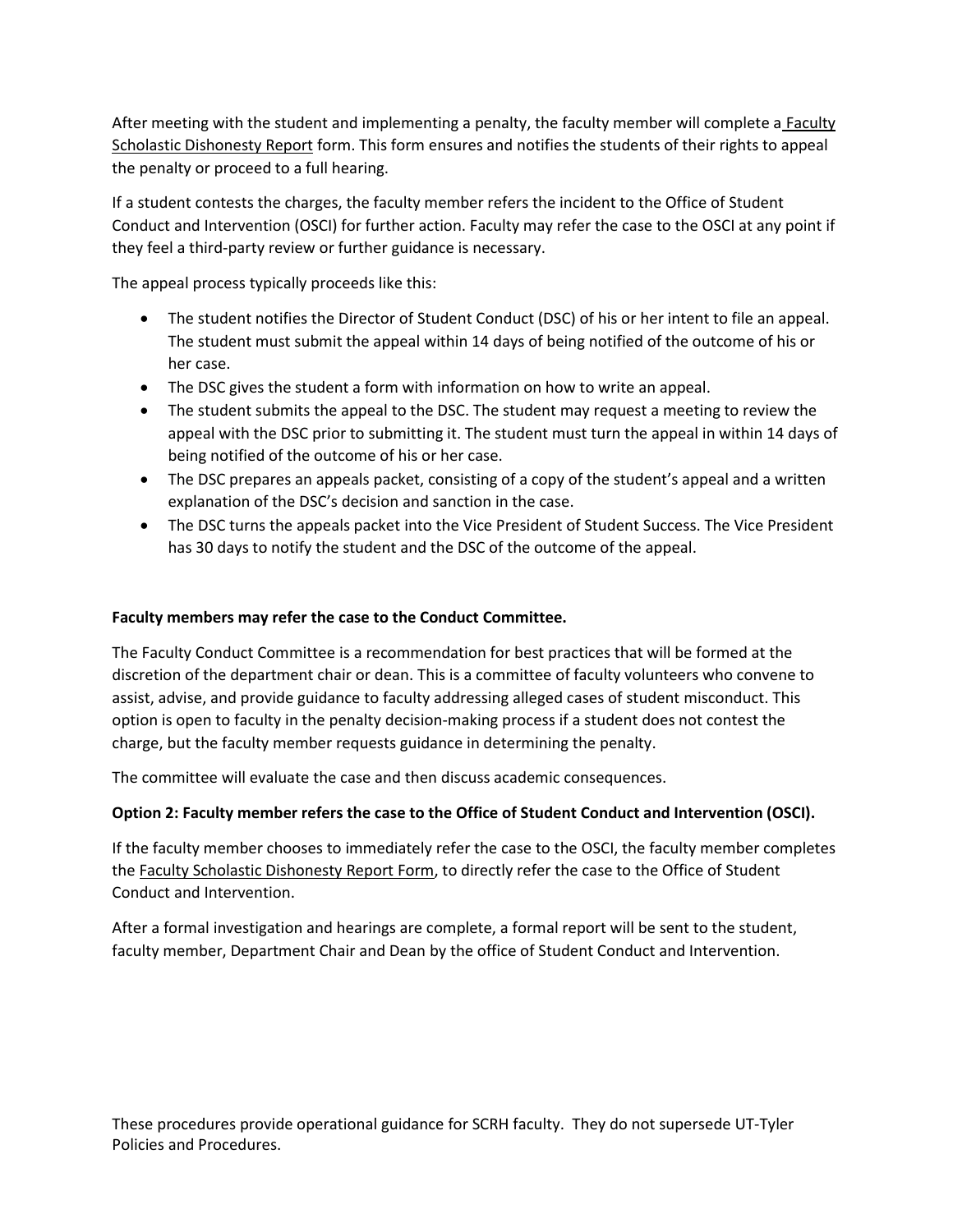After meeting with the student and implementing a penalty, the faculty member will complete a Faculty Scholastic Dishonesty Report form. This form ensures and notifies the students of their rights to appeal the penalty or proceed to a full hearing.

If a student contests the charges, the faculty member refers the incident to the Office of Student Conduct and Intervention (OSCI) for further action. Faculty may refer the case to the OSCI at any point if they feel a third-party review or further guidance is necessary.

The appeal process typically proceeds like this:

- The student notifies the Director of Student Conduct (DSC) of his or her intent to file an appeal. The student must submit the appeal within 14 days of being notified of the outcome of his or her case.
- The DSC gives the student a form with information on how to write an appeal.
- The student submits the appeal to the DSC. The student may request a meeting to review the appeal with the DSC prior to submitting it. The student must turn the appeal in within 14 days of being notified of the outcome of his or her case.
- The DSC prepares an appeals packet, consisting of a copy of the student's appeal and a written explanation of the DSC's decision and sanction in the case.
- The DSC turns the appeals packet into the Vice President of Student Success. The Vice President has 30 days to notify the student and the DSC of the outcome of the appeal.

**Faculty members may refer the case to the Conduct Committee.**

The Faculty Conduct Committee is a recommendation for best practices that will be formed at the discretion of the department chair or dean. This is a committee of faculty volunteers who convene to assist, advise, and provide guidance to faculty addressing alleged cases of student misconduct. This option is open to faculty in the penalty decision-making process if a student does not contest the charge, but the faculty member requests guidance in determining the penalty.

The committee will evaluate the case and then discuss academic consequences.

**Option 2: Faculty member refers the case to the Office of Student Conduct and Intervention (OSCI).**

If the faculty member chooses to immediately refer the case to the OSCI, the faculty member completes the Faculty Scholastic Dishonesty Report Form, to directly refer the case to the Office of Student Conduct and Intervention.

After a formal investigation and hearings are complete, a formal report will be sent to the student, faculty member, Department Chair and Dean by the office of Student Conduct and Intervention.

These procedures provide operational guidance for SCRH faculty. They do not supersede UT-Tyler Policies and Procedures.